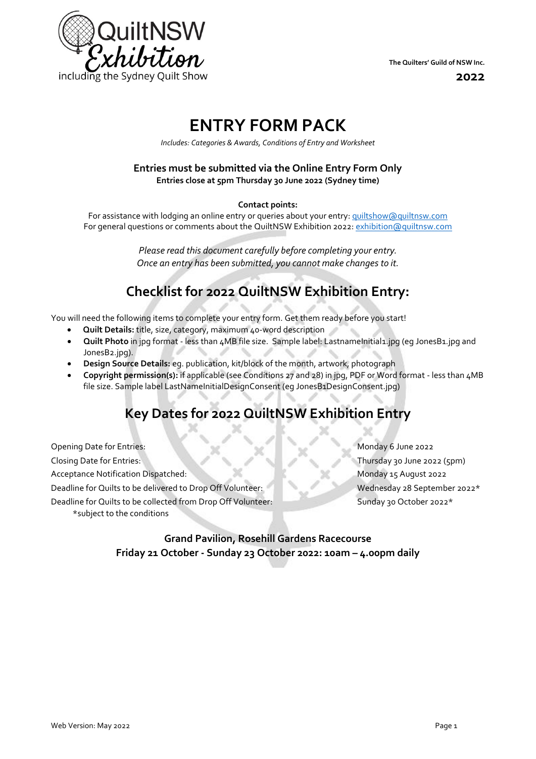QuiltNSW Exhibition including the Sydney Quilt Show

**The Quilters' Guild of NSW Inc.**

**2022**

# ENTRY FORM PACK

*Includes: Categories & Awards, Conditions of Entry and Worksheet*

**Entries must be submitted via the Online Entry Form Only**
**Entries close at 5pm Thursday 30 June 2022 (Sydney time)**

**Contact points:**
For assistance with lodging an online entry or queries about your entry: quiltshow@quiltnsw.com
For general questions or comments about the QuiltNSW Exhibition 2022: exhibition@quiltnsw.com

*Please read this document carefully before completing your entry.*
*Once an entry has been submitted, you cannot make changes to it.*

## Checklist for 2022 QuiltNSW Exhibition Entry:

You will need the following items to complete your entry form. Get them ready before you start!

- **Quilt Details:** title, size, category, maximum 40-word description
- **Quilt Photo** in jpg format - less than 4MB file size. Sample label: LastnameInitial1.jpg (eg JonesB1.jpg and JonesB2.jpg).
- **Design Source Details:** eg. publication, kit/block of the month, artwork, photograph
- **Copyright permission(s):** if applicable (see Conditions 27 and 28) in jpg, PDF or Word format - less than 4MB file size. Sample label LastNameInitialDesignConsent (eg JonesB1DesignConsent.jpg)

## Key Dates for 2022 QuiltNSW Exhibition Entry

| | |
|---|---|
| Opening Date for Entries: | Monday 6 June 2022 |
| Closing Date for Entries: | Thursday 30 June 2022 (5pm) |
| Acceptance Notification Dispatched: | Monday 15 August 2022 |
| Deadline for Quilts to be delivered to Drop Off Volunteer: | Wednesday 28 September 2022* |
| Deadline for Quilts to be collected from Drop Off Volunteer: | Sunday 30 October 2022* |

*subject to the conditions

**Grand Pavilion, Rosehill Gardens Racecourse**
**Friday 21 October - Sunday 23 October 2022: 10am – 4.00pm daily**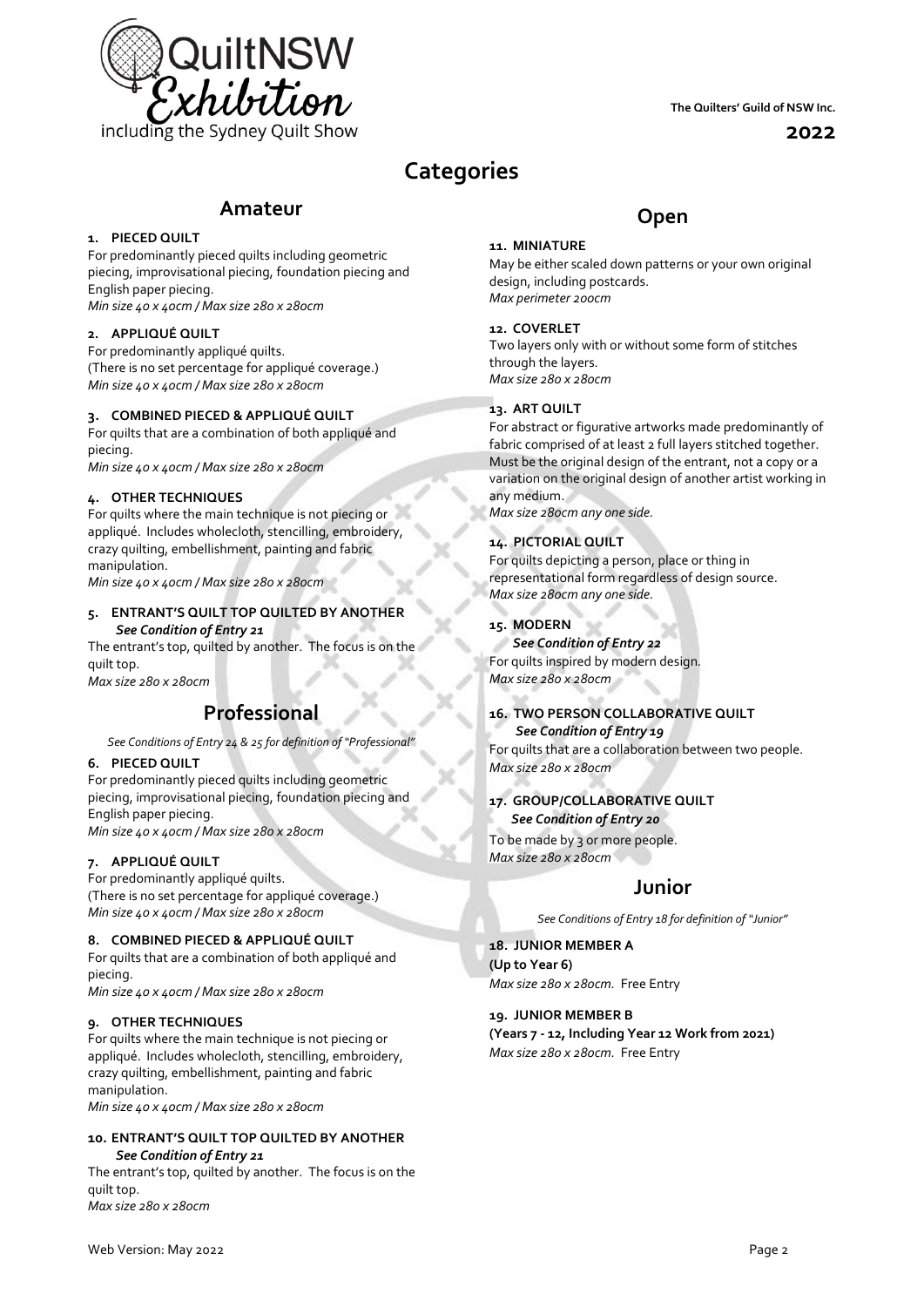QuiltNSW Exhibition including the Sydney Quilt Show

The Quilters' Guild of NSW Inc.

**2022**

# Categories

## Amateur

**1. PIECED QUILT**
For predominantly pieced quilts including geometric piecing, improvisational piecing, foundation piecing and English paper piecing.
*Min size 40 x 40cm / Max size 280 x 280cm*

**2. APPLIQUÉ QUILT**
For predominantly appliqué quilts.
(There is no set percentage for appliqué coverage.)
*Min size 40 x 40cm / Max size 280 x 280cm*

**3. COMBINED PIECED & APPLIQUÉ QUILT**
For quilts that are a combination of both appliqué and piecing.
*Min size 40 x 40cm / Max size 280 x 280cm*

**4. OTHER TECHNIQUES**
For quilts where the main technique is not piecing or appliqué. Includes wholecloth, stencilling, embroidery, crazy quilting, embellishment, painting and fabric manipulation.
*Min size 40 x 40cm / Max size 280 x 280cm*

**5. ENTRANT'S QUILT TOP QUILTED BY ANOTHER**
***See Condition of Entry 21***
The entrant's top, quilted by another. The focus is on the quilt top.
*Max size 280 x 280cm*

## Professional

*See Conditions of Entry 24 & 25 for definition of "Professional"*

**6. PIECED QUILT**
For predominantly pieced quilts including geometric piecing, improvisational piecing, foundation piecing and English paper piecing.
*Min size 40 x 40cm / Max size 280 x 280cm*

**7. APPLIQUÉ QUILT**
For predominantly appliqué quilts.
(There is no set percentage for appliqué coverage.)
*Min size 40 x 40cm / Max size 280 x 280cm*

**8. COMBINED PIECED & APPLIQUÉ QUILT**
For quilts that are a combination of both appliqué and piecing.
*Min size 40 x 40cm / Max size 280 x 280cm*

**9. OTHER TECHNIQUES**
For quilts where the main technique is not piecing or appliqué. Includes wholecloth, stencilling, embroidery, crazy quilting, embellishment, painting and fabric manipulation.
*Min size 40 x 40cm / Max size 280 x 280cm*

**10. ENTRANT'S QUILT TOP QUILTED BY ANOTHER**
***See Condition of Entry 21***
The entrant's top, quilted by another. The focus is on the quilt top.
*Max size 280 x 280cm*

## Open

**11. MINIATURE**
May be either scaled down patterns or your own original design, including postcards.
*Max perimeter 200cm*

**12. COVERLET**
Two layers only with or without some form of stitches through the layers.
*Max size 280 x 280cm*

**13. ART QUILT**
For abstract or figurative artworks made predominantly of fabric comprised of at least 2 full layers stitched together. Must be the original design of the entrant, not a copy or a variation on the original design of another artist working in any medium.
*Max size 280cm any one side.*

**14. PICTORIAL QUILT**
For quilts depicting a person, place or thing in representational form regardless of design source.
*Max size 280cm any one side.*

**15. MODERN**
***See Condition of Entry 22***
For quilts inspired by modern design.
*Max size 280 x 280cm*

**16. TWO PERSON COLLABORATIVE QUILT**
***See Condition of Entry 19***
For quilts that are a collaboration between two people.
*Max size 280 x 280cm*

**17. GROUP/COLLABORATIVE QUILT**
***See Condition of Entry 20***
To be made by 3 or more people.
*Max size 280 x 280cm*

## Junior

*See Conditions of Entry 18 for definition of "Junior"*

**18. JUNIOR MEMBER A**
**(Up to Year 6)**
*Max size 280 x 280cm.* Free Entry

**19. JUNIOR MEMBER B**
**(Years 7 - 12, Including Year 12 Work from 2021)**
*Max size 280 x 280cm.* Free Entry

Web Version: May 2022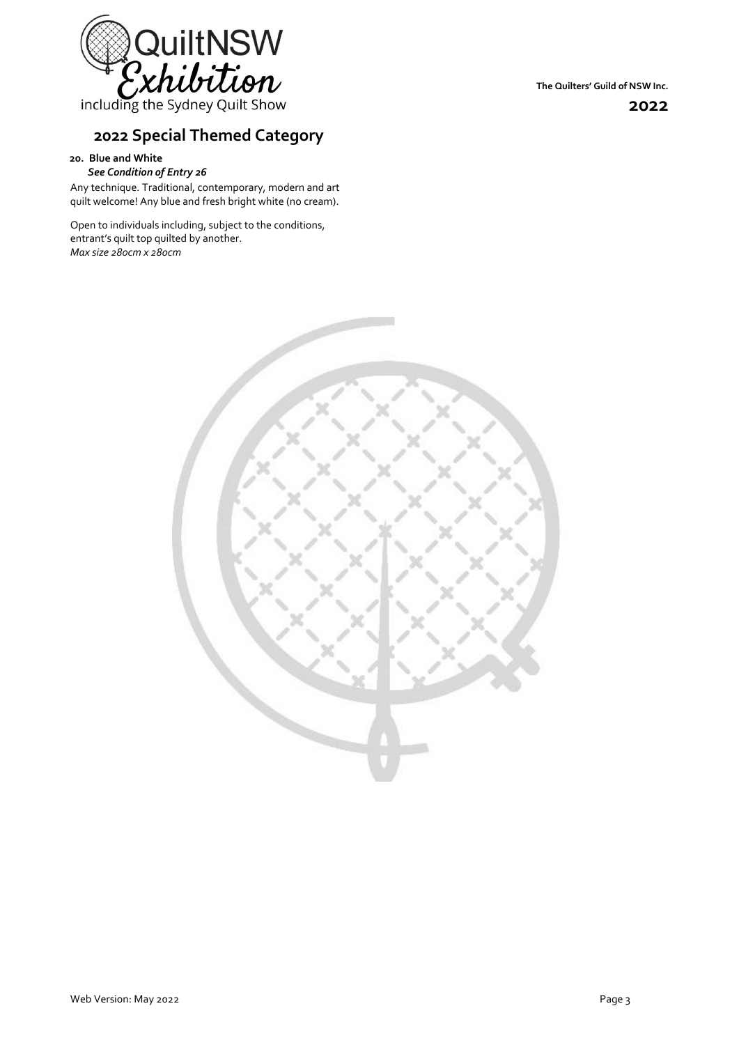## 2022 Special Themed Category

**20. Blue and White**
***See Condition of Entry 26***

Any technique. Traditional, contemporary, modern and art quilt welcome! Any blue and fresh bright white (no cream).

Open to individuals including, subject to the conditions, entrant's quilt top quilted by another.
*Max size 280cm x 280cm*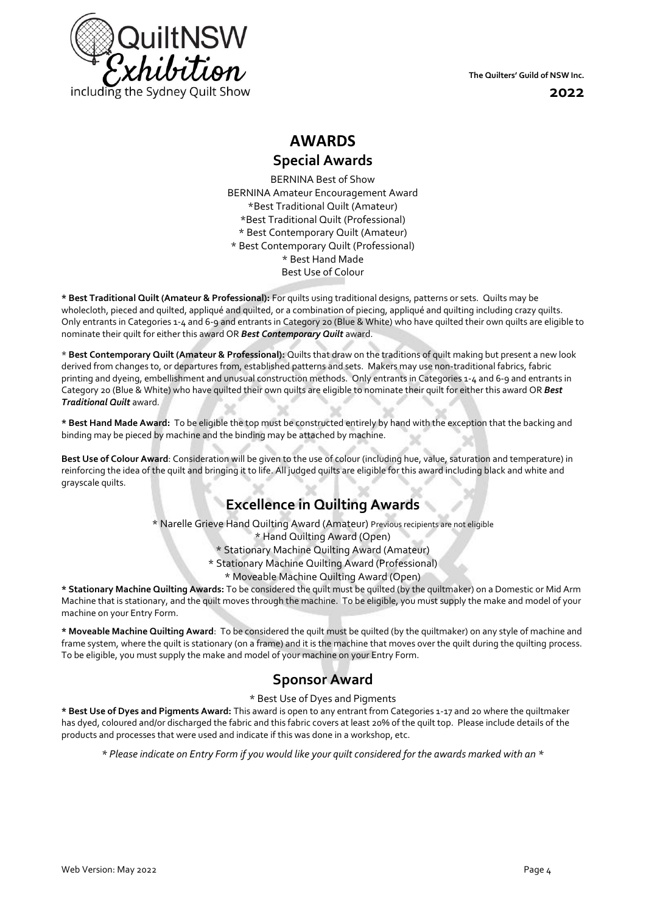# AWARDS

## Special Awards

BERNINA Best of Show
BERNINA Amateur Encouragement Award
*Best Traditional Quilt (Amateur)
*Best Traditional Quilt (Professional)
* Best Contemporary Quilt (Amateur)
* Best Contemporary Quilt (Professional)
* Best Hand Made
Best Use of Colour

**\* Best Traditional Quilt (Amateur & Professional):** For quilts using traditional designs, patterns or sets. Quilts may be wholecloth, pieced and quilted, appliqué and quilted, or a combination of piecing, appliqué and quilting including crazy quilts. Only entrants in Categories 1-4 and 6-9 and entrants in Category 20 (Blue & White) who have quilted their own quilts are eligible to nominate their quilt for either this award OR ***Best Contemporary Quilt*** award.

\* **Best Contemporary Quilt (Amateur & Professional):** Quilts that draw on the traditions of quilt making but present a new look derived from changes to, or departures from, established patterns and sets. Makers may use non-traditional fabrics, fabric printing and dyeing, embellishment and unusual construction methods. Only entrants in Categories 1-4 and 6-9 and entrants in Category 20 (Blue & White) who have quilted their own quilts are eligible to nominate their quilt for either this award OR ***Best Traditional Quilt*** award.

**\* Best Hand Made Award:** To be eligible the top must be constructed entirely by hand with the exception that the backing and binding may be pieced by machine and the binding may be attached by machine.

**Best Use of Colour Award**: Consideration will be given to the use of colour (including hue, value, saturation and temperature) in reinforcing the idea of the quilt and bringing it to life. All judged quilts are eligible for this award including black and white and grayscale quilts.

## Excellence in Quilting Awards

* Narelle Grieve Hand Quilting Award (Amateur) Previous recipients are not eligible
* Hand Quilting Award (Open)
* Stationary Machine Quilting Award (Amateur)
* Stationary Machine Quilting Award (Professional)
* Moveable Machine Quilting Award (Open)

**\* Stationary Machine Quilting Awards:** To be considered the quilt must be quilted (by the quiltmaker) on a Domestic or Mid Arm Machine that is stationary, and the quilt moves through the machine. To be eligible, you must supply the make and model of your machine on your Entry Form.

**\* Moveable Machine Quilting Award**: To be considered the quilt must be quilted (by the quiltmaker) on any style of machine and frame system, where the quilt is stationary (on a frame) and it is the machine that moves over the quilt during the quilting process. To be eligible, you must supply the make and model of your machine on your Entry Form.

## Sponsor Award

* Best Use of Dyes and Pigments

**\* Best Use of Dyes and Pigments Award:** This award is open to any entrant from Categories 1-17 and 20 where the quiltmaker has dyed, coloured and/or discharged the fabric and this fabric covers at least 20% of the quilt top. Please include details of the products and processes that were used and indicate if this was done in a workshop, etc.

*\* Please indicate on Entry Form if you would like your quilt considered for the awards marked with an \**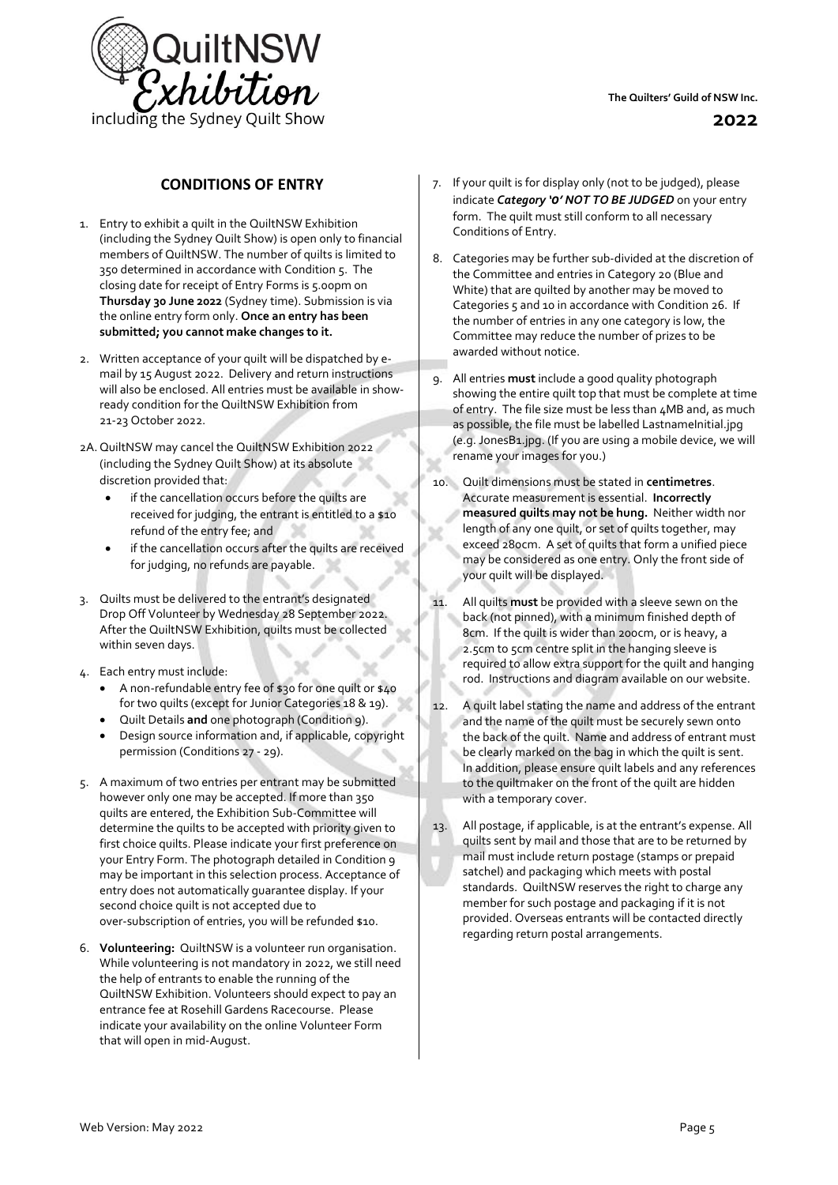## CONDITIONS OF ENTRY

1. Entry to exhibit a quilt in the QuiltNSW Exhibition (including the Sydney Quilt Show) is open only to financial members of QuiltNSW. The number of quilts is limited to 350 determined in accordance with Condition 5. The closing date for receipt of Entry Forms is 5.00pm on **Thursday 30 June 2022** (Sydney time). Submission is via the online entry form only. **Once an entry has been submitted; you cannot make changes to it.**

2. Written acceptance of your quilt will be dispatched by e-mail by 15 August 2022. Delivery and return instructions will also be enclosed. All entries must be available in show-ready condition for the QuiltNSW Exhibition from 21-23 October 2022.

2A. QuiltNSW may cancel the QuiltNSW Exhibition 2022 (including the Sydney Quilt Show) at its absolute discretion provided that:
   - if the cancellation occurs before the quilts are received for judging, the entrant is entitled to a $10 refund of the entry fee; and
   - if the cancellation occurs after the quilts are received for judging, no refunds are payable.

3. Quilts must be delivered to the entrant's designated Drop Off Volunteer by Wednesday 28 September 2022. After the QuiltNSW Exhibition, quilts must be collected within seven days.

4. Each entry must include:
   - A non-refundable entry fee of $30 for one quilt or $40 for two quilts (except for Junior Categories 18 & 19).
   - Quilt Details **and** one photograph (Condition 9).
   - Design source information and, if applicable, copyright permission (Conditions 27 - 29).

5. A maximum of two entries per entrant may be submitted however only one may be accepted. If more than 350 quilts are entered, the Exhibition Sub-Committee will determine the quilts to be accepted with priority given to first choice quilts. Please indicate your first preference on your Entry Form. The photograph detailed in Condition 9 may be important in this selection process. Acceptance of entry does not automatically guarantee display. If your second choice quilt is not accepted due to over-subscription of entries, you will be refunded $10.

6. **Volunteering:** QuiltNSW is a volunteer run organisation. While volunteering is not mandatory in 2022, we still need the help of entrants to enable the running of the QuiltNSW Exhibition. Volunteers should expect to pay an entrance fee at Rosehill Gardens Racecourse. Please indicate your availability on the online Volunteer Form that will open in mid-August.

7. If your quilt is for display only (not to be judged), please indicate ***Category '0' NOT TO BE JUDGED*** on your entry form. The quilt must still conform to all necessary Conditions of Entry.

8. Categories may be further sub-divided at the discretion of the Committee and entries in Category 20 (Blue and White) that are quilted by another may be moved to Categories 5 and 10 in accordance with Condition 26. If the number of entries in any one category is low, the Committee may reduce the number of prizes to be awarded without notice.

9. All entries **must** include a good quality photograph showing the entire quilt top that must be complete at time of entry. The file size must be less than 4MB and, as much as possible, the file must be labelled LastnameInitial.jpg (e.g. JonesB1.jpg. (If you are using a mobile device, we will rename your images for you.)

10. Quilt dimensions must be stated in **centimetres**. Accurate measurement is essential. **Incorrectly measured quilts may not be hung.** Neither width nor length of any one quilt, or set of quilts together, may exceed 280cm. A set of quilts that form a unified piece may be considered as one entry. Only the front side of your quilt will be displayed.

11. All quilts **must** be provided with a sleeve sewn on the back (not pinned), with a minimum finished depth of 8cm. If the quilt is wider than 200cm, or is heavy, a 2.5cm to 5cm centre split in the hanging sleeve is required to allow extra support for the quilt and hanging rod. Instructions and diagram available on our website.

12. A quilt label stating the name and address of the entrant and the name of the quilt must be securely sewn onto the back of the quilt. Name and address of entrant must be clearly marked on the bag in which the quilt is sent. In addition, please ensure quilt labels and any references to the quiltmaker on the front of the quilt are hidden with a temporary cover.

13. All postage, if applicable, is at the entrant's expense. All quilts sent by mail and those that are to be returned by mail must include return postage (stamps or prepaid satchel) and packaging which meets with postal standards. QuiltNSW reserves the right to charge any member for such postage and packaging if it is not provided. Overseas entrants will be contacted directly regarding return postal arrangements.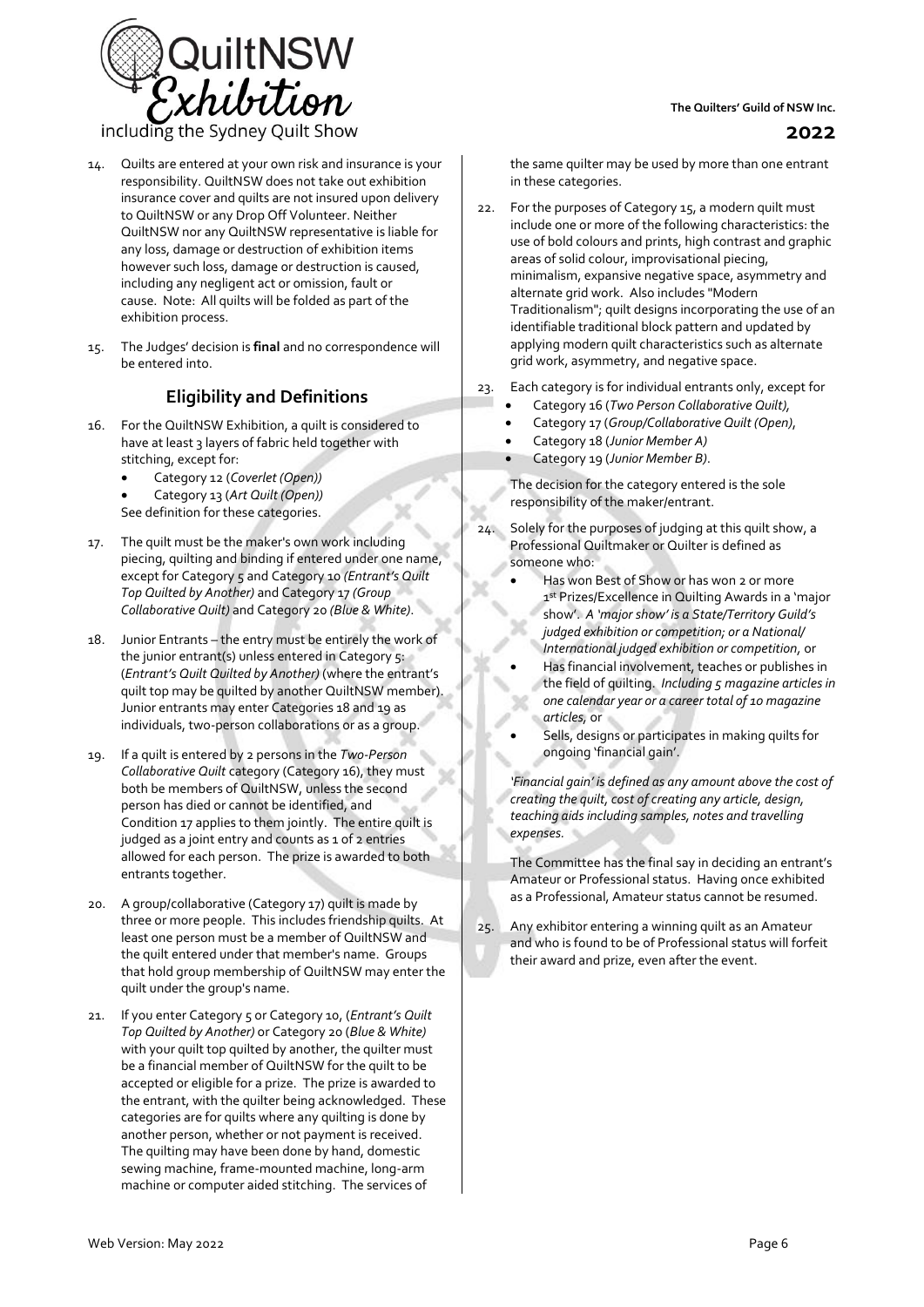14. Quilts are entered at your own risk and insurance is your responsibility. QuiltNSW does not take out exhibition insurance cover and quilts are not insured upon delivery to QuiltNSW or any Drop Off Volunteer. Neither QuiltNSW nor any QuiltNSW representative is liable for any loss, damage or destruction of exhibition items however such loss, damage or destruction is caused, including any negligent act or omission, fault or cause. Note: All quilts will be folded as part of the exhibition process.

15. The Judges' decision is **final** and no correspondence will be entered into.

## Eligibility and Definitions

16. For the QuiltNSW Exhibition, a quilt is considered to have at least 3 layers of fabric held together with stitching, except for:
    - Category 12 (*Coverlet (Open)*)
    - Category 13 (*Art Quilt (Open)*)

    See definition for these categories.

17. The quilt must be the maker's own work including piecing, quilting and binding if entered under one name, except for Category 5 and Category 10 *(Entrant's Quilt Top Quilted by Another)* and Category 17 *(Group Collaborative Quilt)* and Category 20 *(Blue & White)*.

18. Junior Entrants – the entry must be entirely the work of the junior entrant(s) unless entered in Category 5: (*Entrant's Quilt Quilted by Another)* (where the entrant's quilt top may be quilted by another QuiltNSW member). Junior entrants may enter Categories 18 and 19 as individuals, two-person collaborations or as a group.

19. If a quilt is entered by 2 persons in the *Two-Person Collaborative Quilt* category (Category 16), they must both be members of QuiltNSW, unless the second person has died or cannot be identified, and Condition 17 applies to them jointly. The entire quilt is judged as a joint entry and counts as 1 of 2 entries allowed for each person. The prize is awarded to both entrants together.

20. A group/collaborative (Category 17) quilt is made by three or more people. This includes friendship quilts. At least one person must be a member of QuiltNSW and the quilt entered under that member's name. Groups that hold group membership of QuiltNSW may enter the quilt under the group's name.

21. If you enter Category 5 or Category 10, (*Entrant's Quilt Top Quilted by Another)* or Category 20 (*Blue & White)* with your quilt top quilted by another, the quilter must be a financial member of QuiltNSW for the quilt to be accepted or eligible for a prize. The prize is awarded to the entrant, with the quilter being acknowledged. These categories are for quilts where any quilting is done by another person, whether or not payment is received. The quilting may have been done by hand, domestic sewing machine, frame-mounted machine, long-arm machine or computer aided stitching. The services of the same quilter may be used by more than one entrant in these categories.

22. For the purposes of Category 15, a modern quilt must include one or more of the following characteristics: the use of bold colours and prints, high contrast and graphic areas of solid colour, improvisational piecing, minimalism, expansive negative space, asymmetry and alternate grid work. Also includes "Modern Traditionalism"; quilt designs incorporating the use of an identifiable traditional block pattern and updated by applying modern quilt characteristics such as alternate grid work, asymmetry, and negative space.

23. Each category is for individual entrants only, except for
    - Category 16 (*Two Person Collaborative Quilt)*,
    - Category 17 (*Group/Collaborative Quilt (Open)*,
    - Category 18 (*Junior Member A)*
    - Category 19 (*Junior Member B)*.

    The decision for the category entered is the sole responsibility of the maker/entrant.

24. Solely for the purposes of judging at this quilt show, a Professional Quiltmaker or Quilter is defined as someone who:
    - Has won Best of Show or has won 2 or more 1st Prizes/Excellence in Quilting Awards in a 'major show'. *A 'major show' is a State/Territory Guild's judged exhibition or competition; or a National/ International judged exhibition or competition,* or
    - Has financial involvement, teaches or publishes in the field of quilting. *Including 5 magazine articles in one calendar year or a career total of 10 magazine articles,* or
    - Sells, designs or participates in making quilts for ongoing 'financial gain'.

    *'Financial gain' is defined as any amount above the cost of creating the quilt, cost of creating any article, design, teaching aids including samples, notes and travelling expenses.*

    The Committee has the final say in deciding an entrant's Amateur or Professional status. Having once exhibited as a Professional, Amateur status cannot be resumed.

25. Any exhibitor entering a winning quilt as an Amateur and who is found to be of Professional status will forfeit their award and prize, even after the event.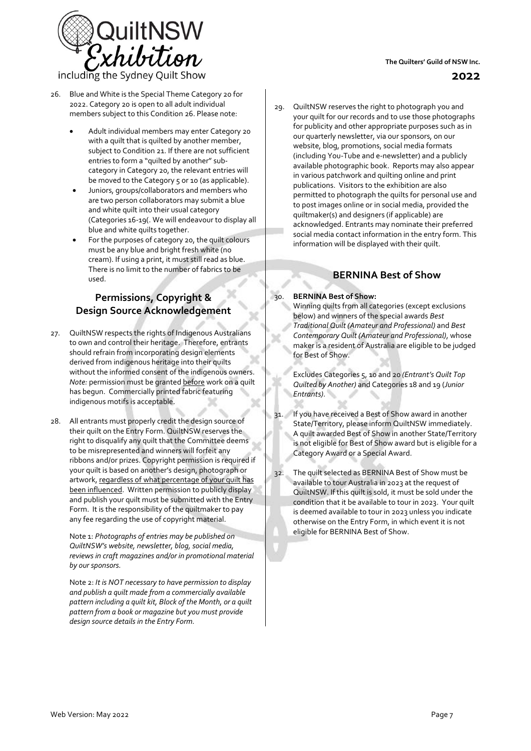26. Blue and White is the Special Theme Category 20 for 2022. Category 20 is open to all adult individual members subject to this Condition 26. Please note:

    - Adult individual members may enter Category 20 with a quilt that is quilted by another member, subject to Condition 21. If there are not sufficient entries to form a "quilted by another" sub-category in Category 20, the relevant entries will be moved to the Category 5 or 10 (as applicable).
    - Juniors, groups/collaborators and members who are two person collaborators may submit a blue and white quilt into their usual category (Categories 16-19(. We will endeavour to display all blue and white quilts together.
    - For the purposes of category 20, the quilt colours must be any blue and bright fresh white (no cream). If using a print, it must still read as blue. There is no limit to the number of fabrics to be used.

## Permissions, Copyright & Design Source Acknowledgement

27. QuiltNSW respects the rights of Indigenous Australians to own and control their heritage. Therefore, entrants should refrain from incorporating design elements derived from indigenous heritage into their quilts without the informed consent of the indigenous owners. *Note:* permission must be granted before work on a quilt has begun. Commercially printed fabric featuring indigenous motifs is acceptable.

28. All entrants must properly credit the design source of their quilt on the Entry Form. QuiltNSW reserves the right to disqualify any quilt that the Committee deems to be misrepresented and winners will forfeit any ribbons and/or prizes. Copyright permission is required if your quilt is based on another's design, photograph or artwork, regardless of what percentage of your quilt has been influenced. Written permission to publicly display and publish your quilt must be submitted with the Entry Form. It is the responsibility of the quiltmaker to pay any fee regarding the use of copyright material.

    Note 1: *Photographs of entries may be published on QuiltNSW's website, newsletter, blog, social media, reviews in craft magazines and/or in promotional material by our sponsors.*

    Note 2: *It is NOT necessary to have permission to display and publish a quilt made from a commercially available pattern including a quilt kit, Block of the Month, or a quilt pattern from a book or magazine but you must provide design source details in the Entry Form.*

29. QuiltNSW reserves the right to photograph you and your quilt for our records and to use those photographs for publicity and other appropriate purposes such as in our quarterly newsletter, via our sponsors, on our website, blog, promotions, social media formats (including You-Tube and e-newsletter) and a publicly available photographic book. Reports may also appear in various patchwork and quilting online and print publications. Visitors to the exhibition are also permitted to photograph the quilts for personal use and to post images online or in social media, provided the quiltmaker(s) and designers (if applicable) are acknowledged. Entrants may nominate their preferred social media contact information in the entry form. This information will be displayed with their quilt.

## BERNINA Best of Show

30. **BERNINA Best of Show:**
    Winning quilts from all categories (except exclusions below) and winners of the special awards *Best Traditional Quilt (Amateur and Professional)* and *Best Contemporary Quilt (Amateur and Professional)*, whose maker is a resident of Australia are eligible to be judged for Best of Show.

    Excludes Categories 5, 10 and 20 *(Entrant's Quilt Top Quilted by Another)* and Categories 18 and 19 (*Junior Entrants)*.

31. If you have received a Best of Show award in another State/Territory, please inform QuiltNSW immediately. A quilt awarded Best of Show in another State/Territory is not eligible for Best of Show award but is eligible for a Category Award or a Special Award.

32. The quilt selected as BERNINA Best of Show must be available to tour Australia in 2023 at the request of QuiltNSW. If this quilt is sold, it must be sold under the condition that it be available to tour in 2023. Your quilt is deemed available to tour in 2023 unless you indicate otherwise on the Entry Form, in which event it is not eligible for BERNINA Best of Show.